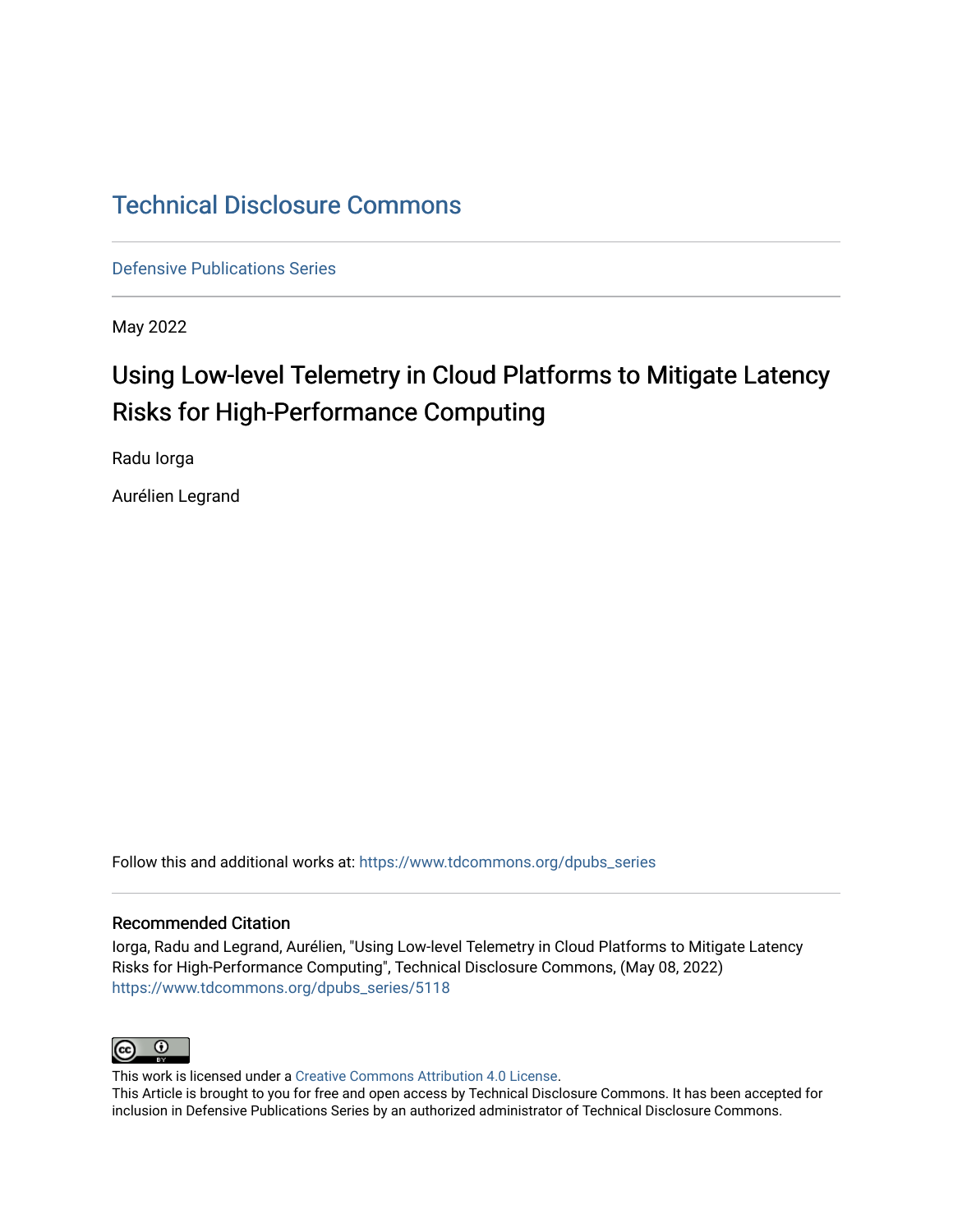# Technical Disclosure Commons

Defensive Publications Series

May 2022

## Using Low-level Telemetry in Cloud Platforms to Mitigate Latency Risks for High-Performance Computing

Radu Iorga

Aurélien Legrand

Follow this and additional works at: https://www.tdcommons.org/dpubs_series

### Recommended Citation

Iorga, Radu and Legrand, Aurélien, "Using Low-level Telemetry in Cloud Platforms to Mitigate Latency Risks for High-Performance Computing", Technical Disclosure Commons, (May 08, 2022) https://www.tdcommons.org/dpubs_series/5118

This work is licensed under a Creative Commons Attribution 4.0 License.
This Article is brought to you for free and open access by Technical Disclosure Commons. It has been accepted for inclusion in Defensive Publications Series by an authorized administrator of Technical Disclosure Commons.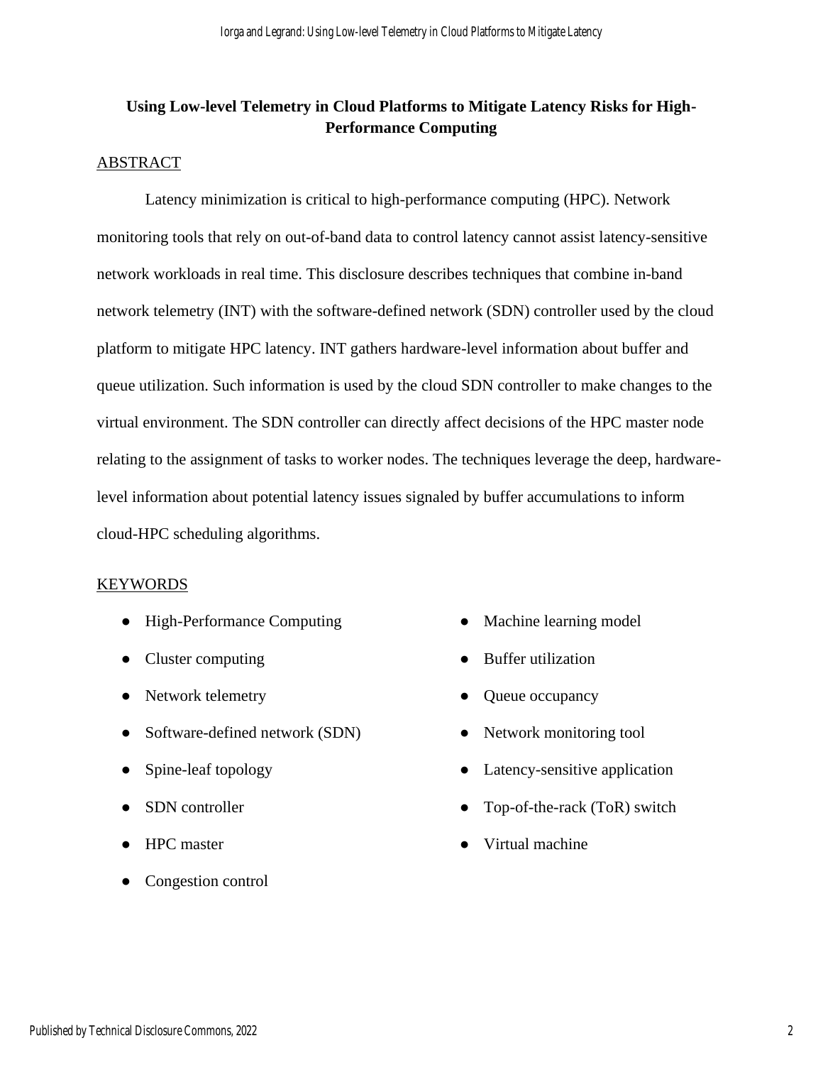## Using Low-level Telemetry in Cloud Platforms to Mitigate Latency Risks for High-Performance Computing

### ABSTRACT

Latency minimization is critical to high-performance computing (HPC). Network monitoring tools that rely on out-of-band data to control latency cannot assist latency-sensitive network workloads in real time. This disclosure describes techniques that combine in-band network telemetry (INT) with the software-defined network (SDN) controller used by the cloud platform to mitigate HPC latency. INT gathers hardware-level information about buffer and queue utilization. Such information is used by the cloud SDN controller to make changes to the virtual environment. The SDN controller can directly affect decisions of the HPC master node relating to the assignment of tasks to worker nodes. The techniques leverage the deep, hardware-level information about potential latency issues signaled by buffer accumulations to inform cloud-HPC scheduling algorithms.

### KEYWORDS

- High-Performance Computing
- Cluster computing
- Network telemetry
- Software-defined network (SDN)
- Spine-leaf topology
- SDN controller
- HPC master
- Congestion control
- Machine learning model
- Buffer utilization
- Queue occupancy
- Network monitoring tool
- Latency-sensitive application
- Top-of-the-rack (ToR) switch
- Virtual machine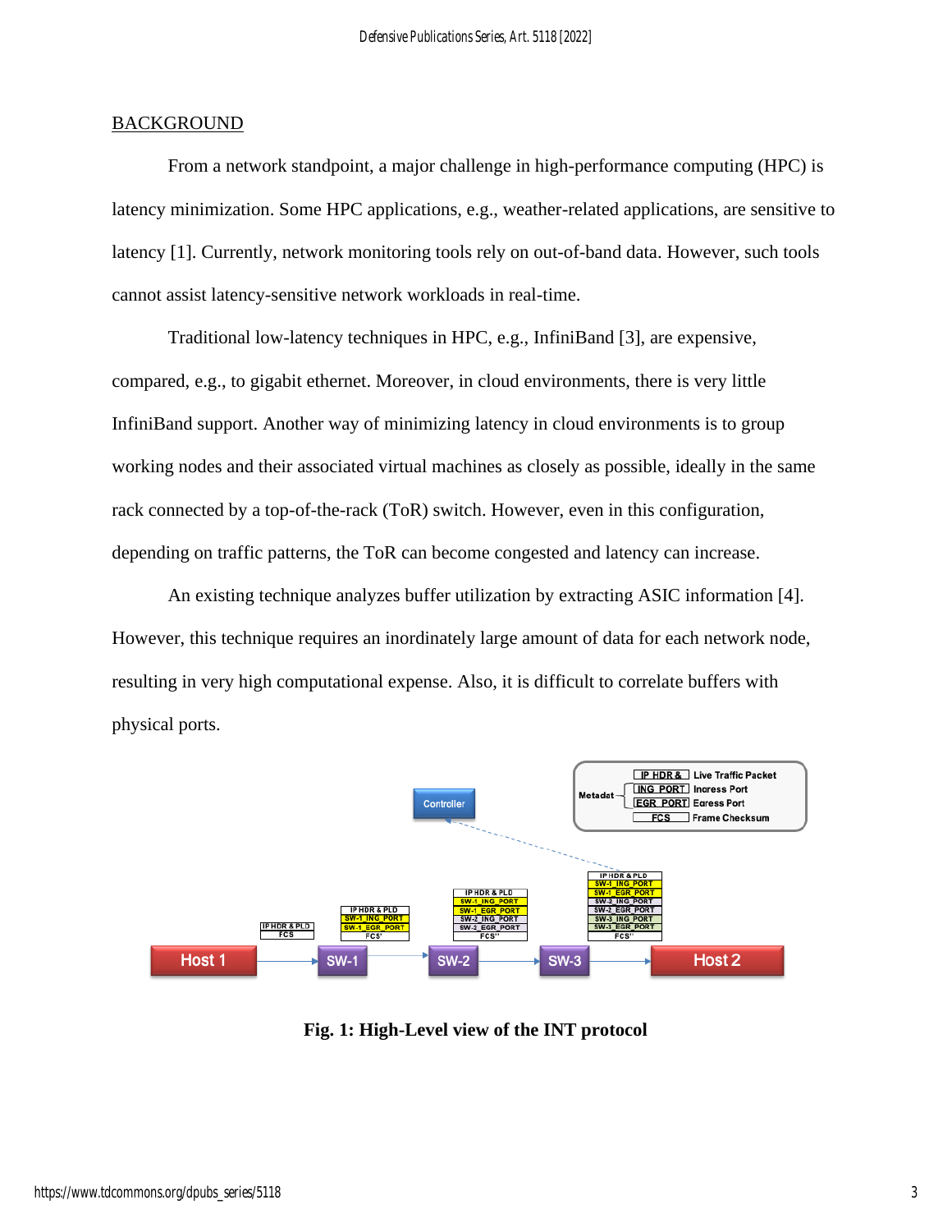## BACKGROUND

From a network standpoint, a major challenge in high-performance computing (HPC) is latency minimization. Some HPC applications, e.g., weather-related applications, are sensitive to latency [1]. Currently, network monitoring tools rely on out-of-band data. However, such tools cannot assist latency-sensitive network workloads in real-time.

Traditional low-latency techniques in HPC, e.g., InfiniBand [3], are expensive, compared, e.g., to gigabit ethernet. Moreover, in cloud environments, there is very little InfiniBand support. Another way of minimizing latency in cloud environments is to group working nodes and their associated virtual machines as closely as possible, ideally in the same rack connected by a top-of-the-rack (ToR) switch. However, even in this configuration, depending on traffic patterns, the ToR can become congested and latency can increase.

An existing technique analyzes buffer utilization by extracting ASIC information [4]. However, this technique requires an inordinately large amount of data for each network node, resulting in very high computational expense. Also, it is difficult to correlate buffers with physical ports.

**Fig. 1: High-Level view of the INT protocol**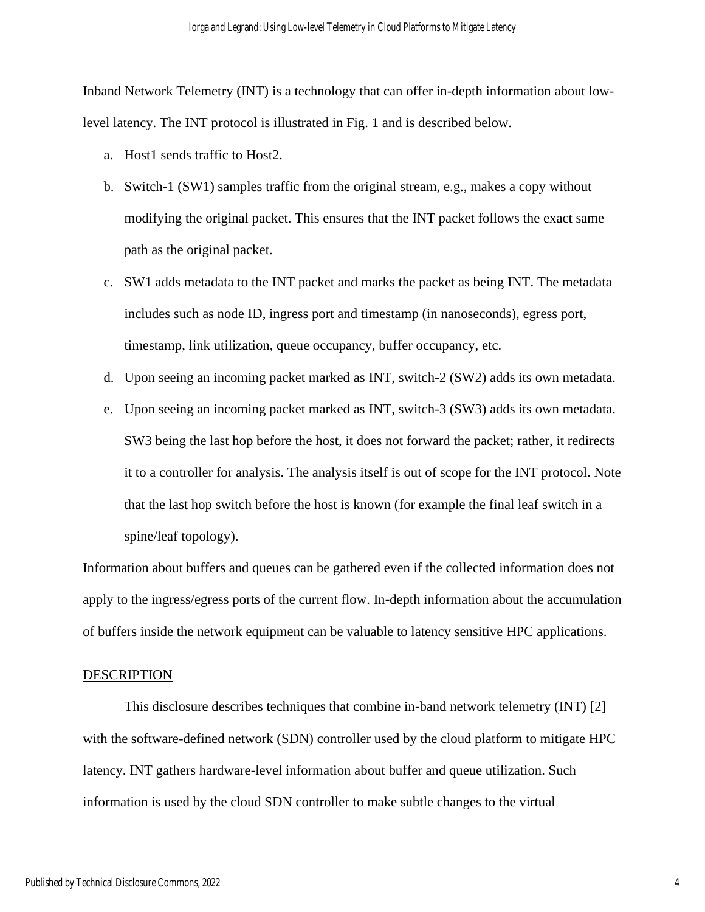Inband Network Telemetry (INT) is a technology that can offer in-depth information about low-level latency. The INT protocol is illustrated in Fig. 1 and is described below.

a. Host1 sends traffic to Host2.
b. Switch-1 (SW1) samples traffic from the original stream, e.g., makes a copy without modifying the original packet. This ensures that the INT packet follows the exact same path as the original packet.
c. SW1 adds metadata to the INT packet and marks the packet as being INT. The metadata includes such as node ID, ingress port and timestamp (in nanoseconds), egress port, timestamp, link utilization, queue occupancy, buffer occupancy, etc.
d. Upon seeing an incoming packet marked as INT, switch-2 (SW2) adds its own metadata.
e. Upon seeing an incoming packet marked as INT, switch-3 (SW3) adds its own metadata. SW3 being the last hop before the host, it does not forward the packet; rather, it redirects it to a controller for analysis. The analysis itself is out of scope for the INT protocol. Note that the last hop switch before the host is known (for example the final leaf switch in a spine/leaf topology).

Information about buffers and queues can be gathered even if the collected information does not apply to the ingress/egress ports of the current flow. In-depth information about the accumulation of buffers inside the network equipment can be valuable to latency sensitive HPC applications.

## DESCRIPTION

This disclosure describes techniques that combine in-band network telemetry (INT) [2] with the software-defined network (SDN) controller used by the cloud platform to mitigate HPC latency. INT gathers hardware-level information about buffer and queue utilization. Such information is used by the cloud SDN controller to make subtle changes to the virtual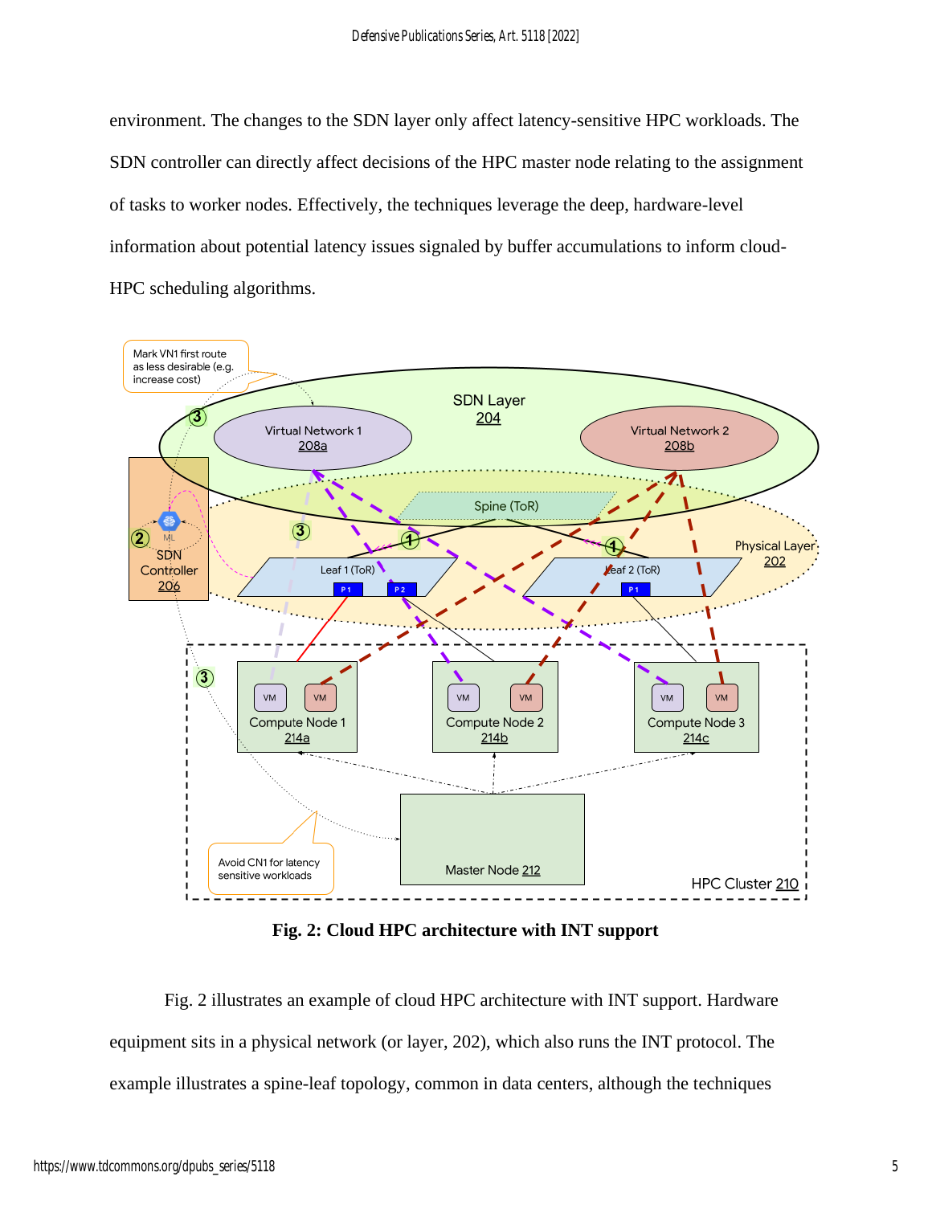environment. The changes to the SDN layer only affect latency-sensitive HPC workloads. The SDN controller can directly affect decisions of the HPC master node relating to the assignment of tasks to worker nodes. Effectively, the techniques leverage the deep, hardware-level information about potential latency issues signaled by buffer accumulations to inform cloud-HPC scheduling algorithms.

Mark VN1 first route as less desirable (e.g. increase cost)

SDN Layer 204

Virtual Network 1 208a

Virtual Network 2 208b

Spine (ToR)

Physical Layer 202

SDN Controller 206

ML

Leaf 1 (ToR)

Leaf 2 (ToR)

P1

P2

P1

VM

Compute Node 1 214a

Compute Node 2 214b

Compute Node 3 214c

Master Node 212

HPC Cluster 210

Avoid CN1 for latency sensitive workloads

1

2

3

**Fig. 2: Cloud HPC architecture with INT support**

Fig. 2 illustrates an example of cloud HPC architecture with INT support. Hardware equipment sits in a physical network (or layer, 202), which also runs the INT protocol. The example illustrates a spine-leaf topology, common in data centers, although the techniques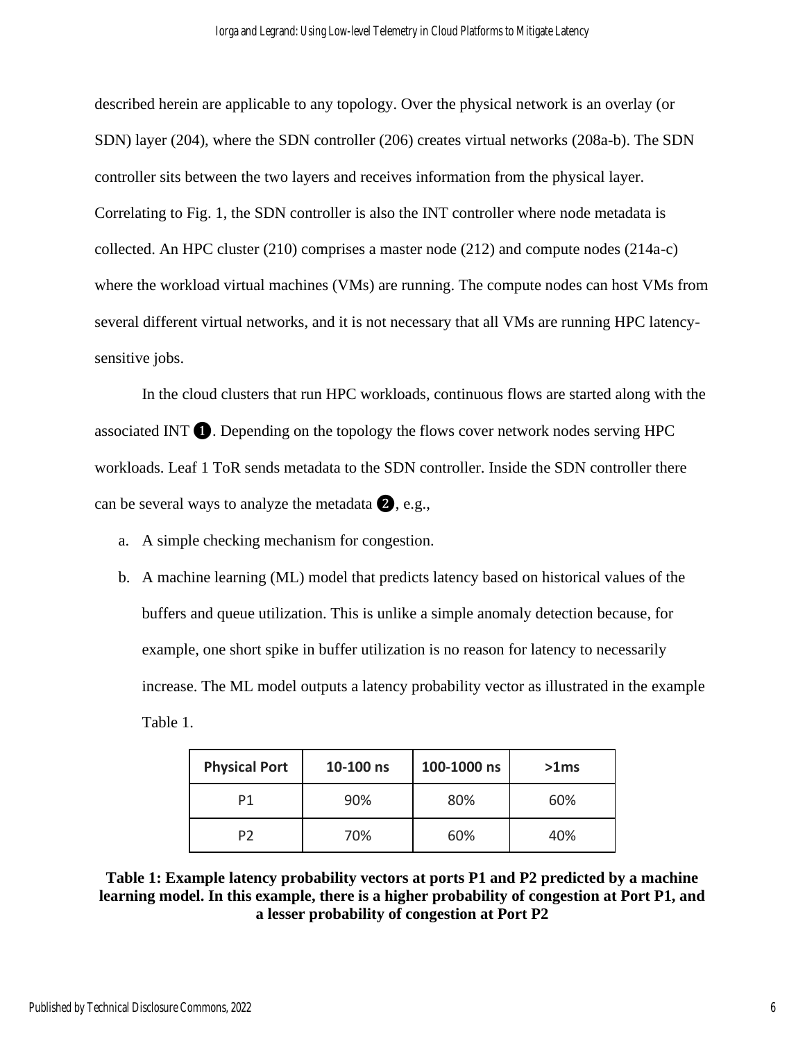described herein are applicable to any topology. Over the physical network is an overlay (or SDN) layer (204), where the SDN controller (206) creates virtual networks (208a-b). The SDN controller sits between the two layers and receives information from the physical layer. Correlating to Fig. 1, the SDN controller is also the INT controller where node metadata is collected. An HPC cluster (210) comprises a master node (212) and compute nodes (214a-c) where the workload virtual machines (VMs) are running. The compute nodes can host VMs from several different virtual networks, and it is not necessary that all VMs are running HPC latency-sensitive jobs.

In the cloud clusters that run HPC workloads, continuous flows are started along with the associated INT ❶. Depending on the topology the flows cover network nodes serving HPC workloads. Leaf 1 ToR sends metadata to the SDN controller. Inside the SDN controller there can be several ways to analyze the metadata ❷, e.g.,

a. A simple checking mechanism for congestion.
b. A machine learning (ML) model that predicts latency based on historical values of the buffers and queue utilization. This is unlike a simple anomaly detection because, for example, one short spike in buffer utilization is no reason for latency to necessarily increase. The ML model outputs a latency probability vector as illustrated in the example Table 1.

| Physical Port | 10-100 ns | 100-1000 ns | >1ms |
|---|---|---|---|
| P1 | 90% | 80% | 60% |
| P2 | 70% | 60% | 40% |

**Table 1: Example latency probability vectors at ports P1 and P2 predicted by a machine learning model. In this example, there is a higher probability of congestion at Port P1, and a lesser probability of congestion at Port P2**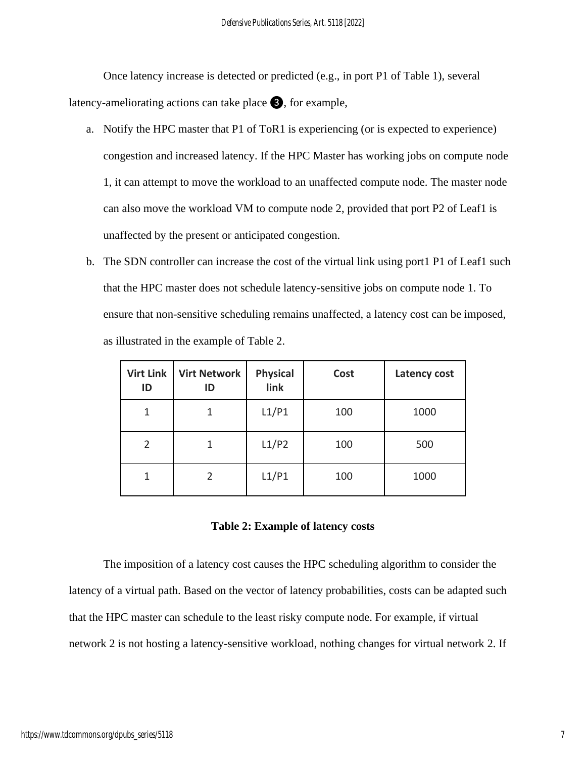Once latency increase is detected or predicted (e.g., in port P1 of Table 1), several latency-ameliorating actions can take place ❸, for example,

a. Notify the HPC master that P1 of ToR1 is experiencing (or is expected to experience) congestion and increased latency. If the HPC Master has working jobs on compute node 1, it can attempt to move the workload to an unaffected compute node. The master node can also move the workload VM to compute node 2, provided that port P2 of Leaf1 is unaffected by the present or anticipated congestion.

b. The SDN controller can increase the cost of the virtual link using port1 P1 of Leaf1 such that the HPC master does not schedule latency-sensitive jobs on compute node 1. To ensure that non-sensitive scheduling remains unaffected, a latency cost can be imposed, as illustrated in the example of Table 2.

| Virt Link ID | Virt Network ID | Physical link | Cost | Latency cost |
| --- | --- | --- | --- | --- |
| 1 | 1 | L1/P1 | 100 | 1000 |
| 2 | 1 | L1/P2 | 100 | 500 |
| 1 | 2 | L1/P1 | 100 | 1000 |

**Table 2: Example of latency costs**

The imposition of a latency cost causes the HPC scheduling algorithm to consider the latency of a virtual path. Based on the vector of latency probabilities, costs can be adapted such that the HPC master can schedule to the least risky compute node. For example, if virtual network 2 is not hosting a latency-sensitive workload, nothing changes for virtual network 2. If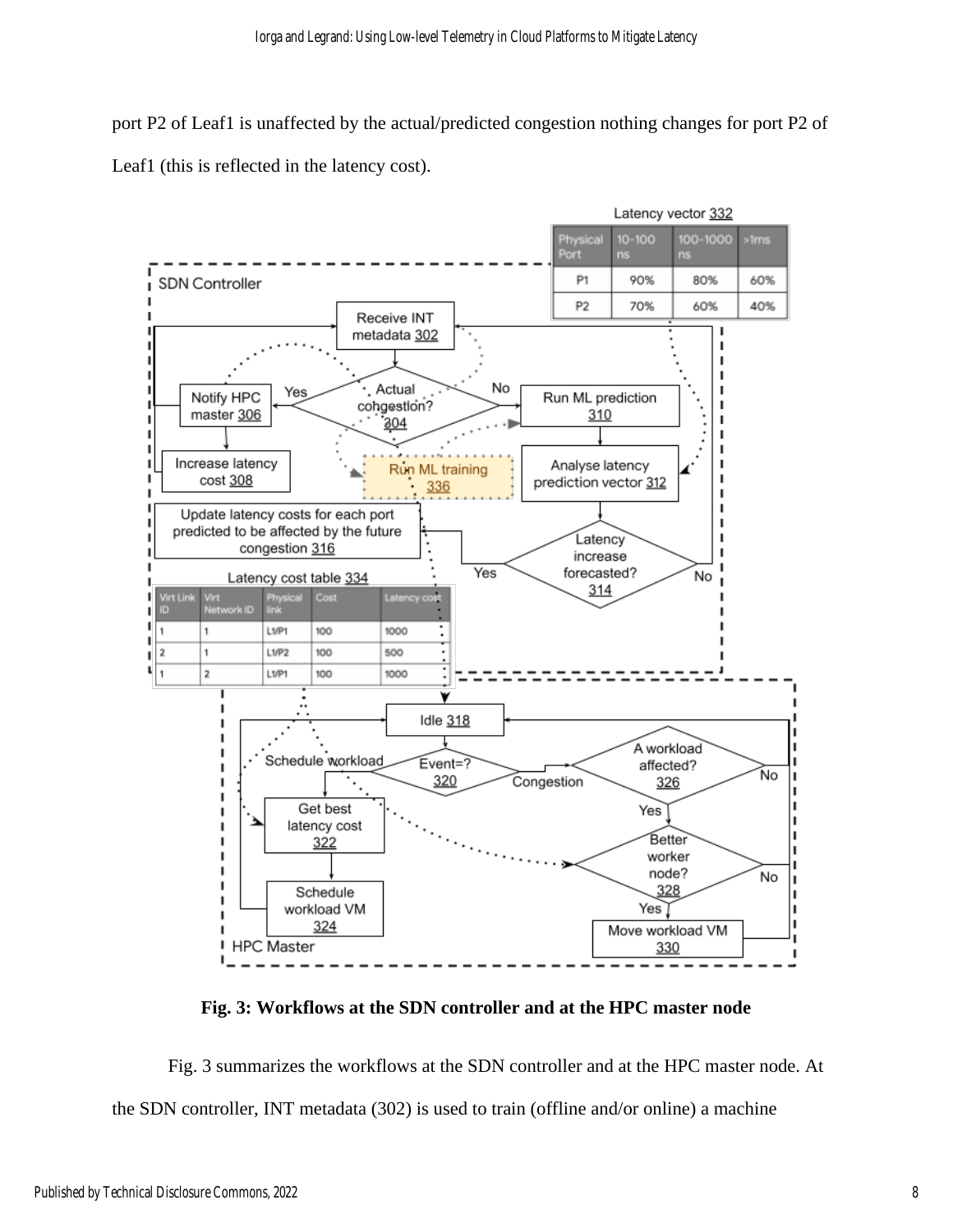port P2 of Leaf1 is unaffected by the actual/predicted congestion nothing changes for port P2 of Leaf1 (this is reflected in the latency cost).

Latency vector 332

| Physical Port | 10-100 ns | 100-1000 ns | >1ms |
|---|---|---|---|
| P1 | 90% | 80% | 60% |
| P2 | 70% | 60% | 40% |

SDN Controller

Receive INT metadata 302

Actual congestion? 304

Yes

No

Notify HPC master 306

Increase latency cost 308

Run ML prediction 310

Run ML training 336

Analyse latency prediction vector 312

Update latency costs for each port predicted to be affected by the future congestion 316

Latency increase forecasted? 314

Yes

No

Latency cost table 334

| Virt Link ID | Virt Network ID | Physical link | Cost | Latency cost |
|---|---|---|---|---|
| 1 | 1 | L1/P1 | 100 | 1000 |
| 2 | 1 | L1/P2 | 100 | 500 |
| 1 | 2 | L1/P1 | 100 | 1000 |

Idle 318

Schedule workload

Event=? 320

Congestion

A workload affected? 326

No

Yes

Get best latency cost 322

Better worker node? 328

No

Yes

Schedule workload VM 324

Move workload VM 330

HPC Master

**Fig. 3: Workflows at the SDN controller and at the HPC master node**

Fig. 3 summarizes the workflows at the SDN controller and at the HPC master node. At the SDN controller, INT metadata (302) is used to train (offline and/or online) a machine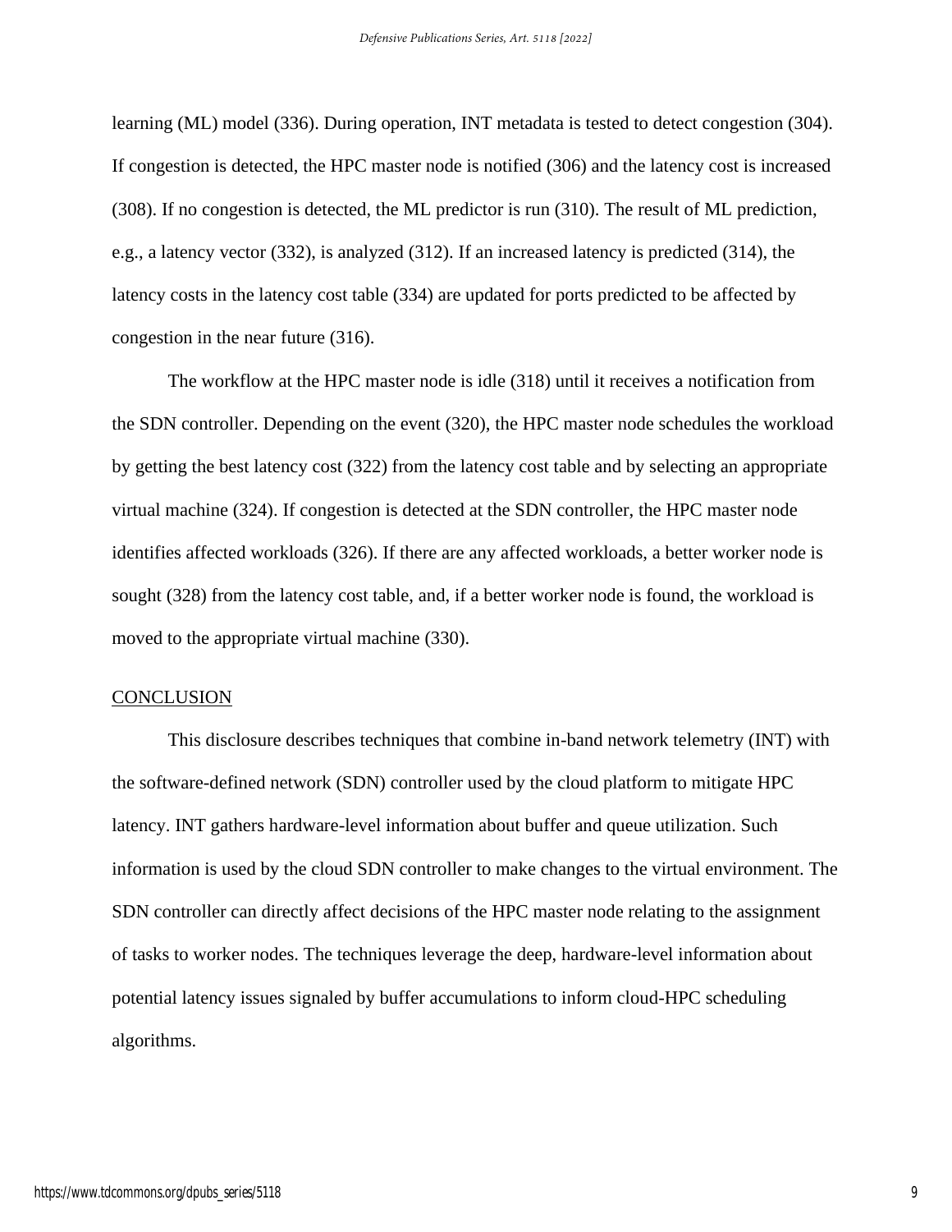learning (ML) model (336). During operation, INT metadata is tested to detect congestion (304). If congestion is detected, the HPC master node is notified (306) and the latency cost is increased (308). If no congestion is detected, the ML predictor is run (310). The result of ML prediction, e.g., a latency vector (332), is analyzed (312). If an increased latency is predicted (314), the latency costs in the latency cost table (334) are updated for ports predicted to be affected by congestion in the near future (316).

The workflow at the HPC master node is idle (318) until it receives a notification from the SDN controller. Depending on the event (320), the HPC master node schedules the workload by getting the best latency cost (322) from the latency cost table and by selecting an appropriate virtual machine (324). If congestion is detected at the SDN controller, the HPC master node identifies affected workloads (326). If there are any affected workloads, a better worker node is sought (328) from the latency cost table, and, if a better worker node is found, the workload is moved to the appropriate virtual machine (330).

## CONCLUSION

This disclosure describes techniques that combine in-band network telemetry (INT) with the software-defined network (SDN) controller used by the cloud platform to mitigate HPC latency. INT gathers hardware-level information about buffer and queue utilization. Such information is used by the cloud SDN controller to make changes to the virtual environment. The SDN controller can directly affect decisions of the HPC master node relating to the assignment of tasks to worker nodes. The techniques leverage the deep, hardware-level information about potential latency issues signaled by buffer accumulations to inform cloud-HPC scheduling algorithms.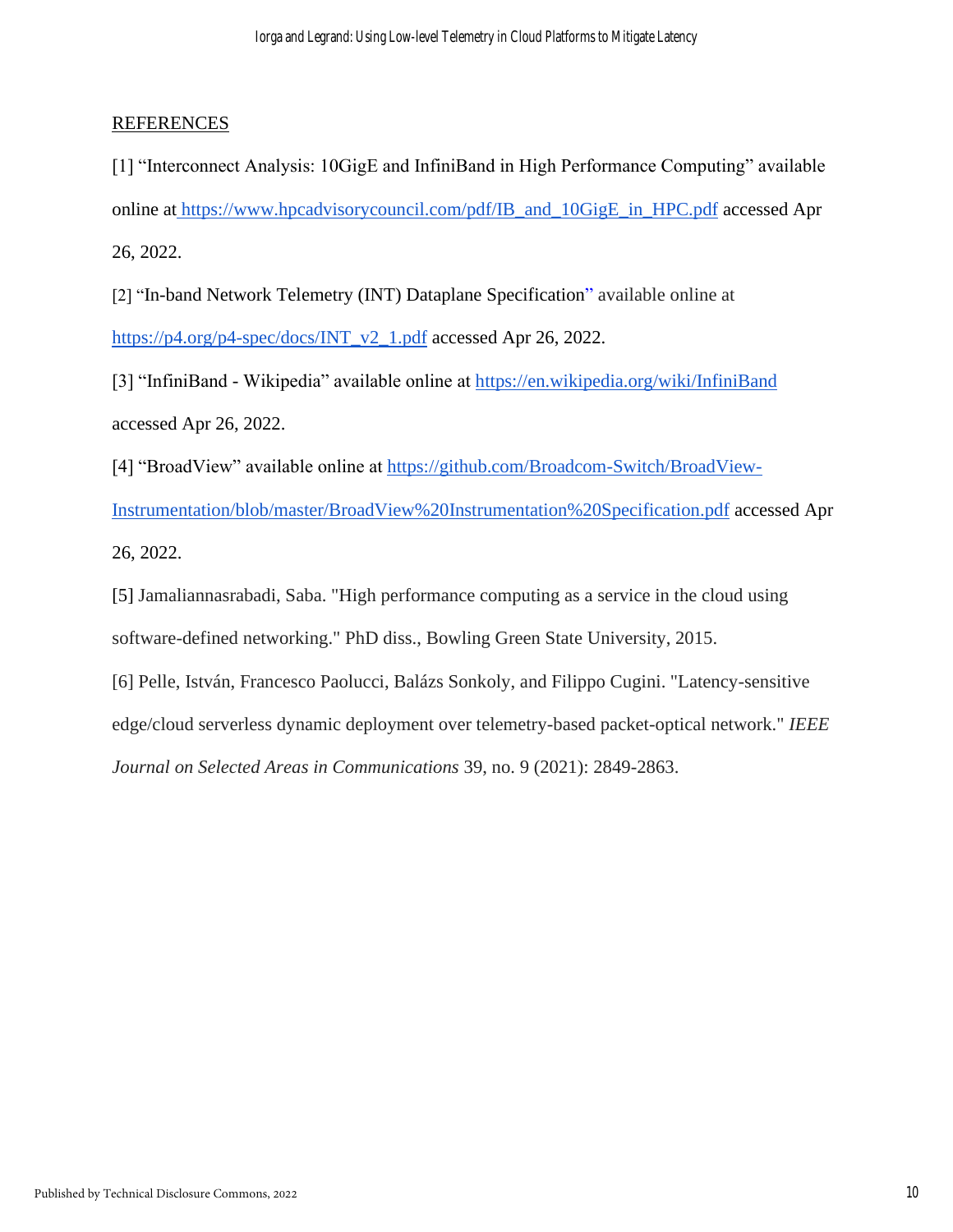## REFERENCES

[1] "Interconnect Analysis: 10GigE and InfiniBand in High Performance Computing" available online at https://www.hpcadvisorycouncil.com/pdf/IB_and_10GigE_in_HPC.pdf accessed Apr 26, 2022.

[2] "In-band Network Telemetry (INT) Dataplane Specification" available online at https://p4.org/p4-spec/docs/INT_v2_1.pdf accessed Apr 26, 2022.

[3] "InfiniBand - Wikipedia" available online at https://en.wikipedia.org/wiki/InfiniBand accessed Apr 26, 2022.

[4] "BroadView" available online at https://github.com/Broadcom-Switch/BroadView-Instrumentation/blob/master/BroadView%20Instrumentation%20Specification.pdf accessed Apr 26, 2022.

[5] Jamaliannasrabadi, Saba. "High performance computing as a service in the cloud using software-defined networking." PhD diss., Bowling Green State University, 2015.

[6] Pelle, István, Francesco Paolucci, Balázs Sonkoly, and Filippo Cugini. "Latency-sensitive edge/cloud serverless dynamic deployment over telemetry-based packet-optical network." *IEEE Journal on Selected Areas in Communications* 39, no. 9 (2021): 2849-2863.